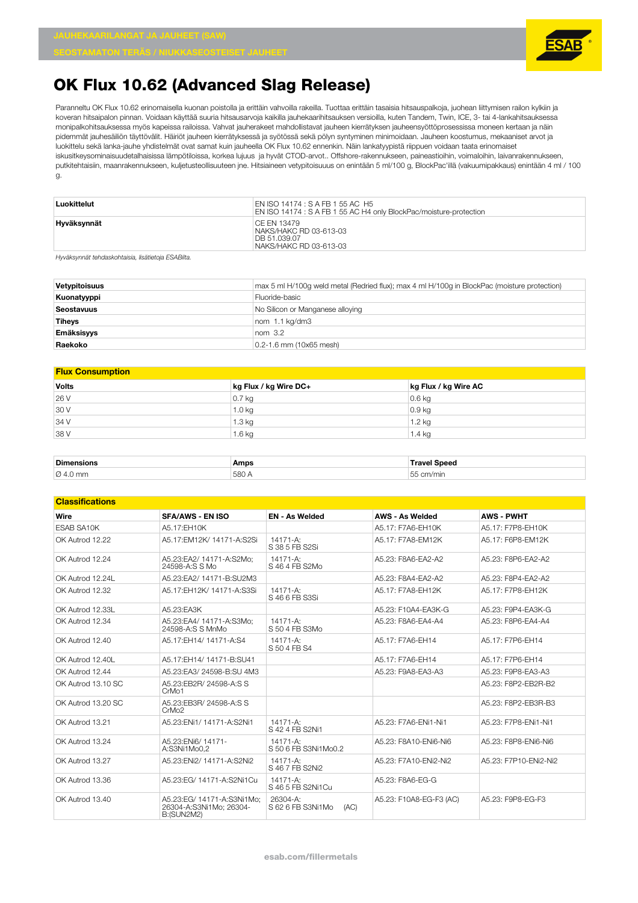JAUHEKAARILANGAT JA JAUHEET (SAW)

SEOSTAMATON TERÄS / NIUKKASEOSTEISET JAUHEET

# OK Flux 10.62 (Advanced Slag Release)

Paranneltu OK Flux 10.62 erinomaisella kuonan poistolla ja erittäin vahvoilla rakeilla. Tuottaa erittäin tasaisia hitsauspalkoja, juohean liittymisen railon kylkiin ja koveran hitsaipalon pinnan. Voidaan käyttää suuria hitsausarvoja kaikilla jauhekaarihitsauksen versioilla, kuten Tandem, Twin, ICE, 3- tai 4-lankahitsauksessa monipalkohitsauksessa myös kapeissa railoissa. Vahvat jauherakeet mahdollistavat jauheen kierrätyksen jauheensyöttöprosessissa moneen kertaan ja näin pidemmät jauhesäiliön täyttövälit. Häiriöt jauheen kierrätyksessä ja syötössä sekä pölyn syntyminen minimoidaan. Jauheen koostumus, mekaaniset arvot ja luokittelu sekä lanka-jauhe yhdistelmät ovat samat kuin jauheella OK Flux 10.62 ennenkin. Näin lankatyypistä riippuen voidaan taata erinomaiset iskusitkeysominaisuudetalhaisissa lämpötiloissa, korkea lujuus ja hyvät CTOD-arvot.. Offshore-rakennukseen, paineastioihin, voimaloihin, laivanrakennukseen, putkitehtaisiin, maanrakennukseen, kuljetusteollisuuteen jne. Hitsiaineen vetypitoisuus on enintään 5 ml/100 g, BlockPac'illä (vakuumipakkaus) enintään 4 ml / 100 g.

| | |
|---|---|
| **Luokittelut** | EN ISO 14174 : S A FB 1 55 AC H5<br>EN ISO 14174 : S A FB 1 55 AC H4 only BlockPac/moisture-protection |
| **Hyväksynnät** | CE EN 13479<br>NAKS/HAKC RD 03-613-03<br>DB 51.039.07<br>NAKS/HAKC RD 03-613-03 |

*Hyväksynnät tehdaskohtaisia, lisätietoja ESABilta.*

| | |
|---|---|
| **Vetypitoisuus** | max 5 ml H/100g weld metal (Redried flux); max 4 ml H/100g in BlockPac (moisture protection) |
| **Kuonatyyppi** | Fluoride-basic |
| **Seostavuus** | No Silicon or Manganese alloying |
| **Tiheys** | nom 1.1 kg/dm3 |
| **Emäksisyys** | nom 3.2 |
| **Raekoko** | 0.2-1.6 mm (10x65 mesh) |

## Flux Consumption

| Volts | kg Flux / kg Wire DC+ | kg Flux / kg Wire AC |
|---|---|---|
| 26 V | 0.7 kg | 0.6 kg |
| 30 V | 1.0 kg | 0.9 kg |
| 34 V | 1.3 kg | 1.2 kg |
| 38 V | 1.6 kg | 1.4 kg |

| Dimensions | Amps | Travel Speed |
|---|---|---|
| Ø 4.0 mm | 580 A | 55 cm/min |

## Classifications

| Wire | SFA/AWS - EN ISO | EN - As Welded | AWS - As Welded | AWS - PWHT |
|---|---|---|---|---|
| ESAB SA10K | A5.17:EH10K | | A5.17: F7P8-EH10K | A5.17: F7P8-EH10K |
| OK Autrod 12.22 | A5.17:EM12K/ 14171-A:S2Si | 14171-A: S 38 5 FB S2Si | A5.17: F7A8-EM12K | A5.17: F6P8-EM12K |
| OK Autrod 12.24 | A5.23:EA2/ 14171-A:S2Mo; 24598-A:S S Mo | 14171-A: S 46 4 FB S2Mo | A5.23: F8A6-EA2-A2 | A5.23: F8P6-EA2-A2 |
| OK Autrod 12.24L | A5.23:EA2/ 14171-B:SU2M3 | | A5.23: F8A4-EA2-A2 | A5.23: F8P4-EA2-A2 |
| OK Autrod 12.32 | A5.17:EH12K/ 14171-A:S3Si | 14171-A: S 46 6 FB S3Si | A5.17: F7A8-EH12K | A5.17: F7P8-EH12K |
| OK Autrod 12.33L | A5.23:EA3K | | A5.23: F10A4-EA3K-G | A5.23: F9P4-EA3K-G |
| OK Autrod 12.34 | A5.23:EA4/ 14171-A:S3Mo; 24598-A:S MnMo | 14171-A: S 50 4 FB S3Mo | A5.23: F8A6-EA4-A4 | A5.23: F8P6-EA4-A4 |
| OK Autrod 12.40 | A5.17:EH14/ 14171-A:S4 | 14171-A: S 50 4 FB S4 | A5.17: F7A6-EH14 | A5.17: F7P6-EH14 |
| OK Autrod 12.40L | A5.17:EH14/ 14171-B:SU41 | | A5.17: F7A6-EH14 | A5.17: F7P6-EH14 |
| OK Autrod 12.44 | A5.23:EA3/ 24598-B:SU 4M3 | | A5.23: F9A8-EA3-A3 | A5.23: F9P8-EA3-A3 |
| OK Autrod 13.10 SC | A5.23:EB2R/ 24598-A:S S CrMo1 | | | A5.23: F8P2-EB2R-B2 |
| OK Autrod 13.20 SC | A5.23:EB3R/ 24598-A:S S CrMo2 | | | A5.23: F8P2-EB3R-B3 |
| OK Autrod 13.21 | A5.23:ENi1/ 14171-A:S2Ni1 | 14171-A: S 42 4 FB S2Ni1 | A5.23: F7A6-ENi1-Ni1 | A5.23: F7P8-ENi1-Ni1 |
| OK Autrod 13.24 | A5.23:ENi6/ 14171-A:S3Ni1Mo0,2 | 14171-A: S 50 6 FB S3Ni1Mo0.2 | A5.23: F8A10-ENi6-Ni6 | A5.23: F8P8-ENi6-Ni6 |
| OK Autrod 13.27 | A5.23:ENi2/ 14171-A:S2Ni2 | 14171-A: S 46 7 FB S2Ni2 | A5.23: F7A10-ENi2-Ni2 | A5.23: F7P10-ENi2-Ni2 |
| OK Autrod 13.36 | A5.23:EG/ 14171-A:S2Ni1Cu | 14171-A: S 46 5 FB S2Ni1Cu | A5.23: F8A6-EG-G | |
| OK Autrod 13.40 | A5.23:EG/ 14171-A:S3Ni1Mo; 26304-A:S3Ni1Mo; 26304-B:(SUN2M2) | 26304-A: S 62 6 FB S3Ni1Mo (AC) | A5.23: F10A8-EG-F3 (AC) | A5.23: F9P8-EG-F3 |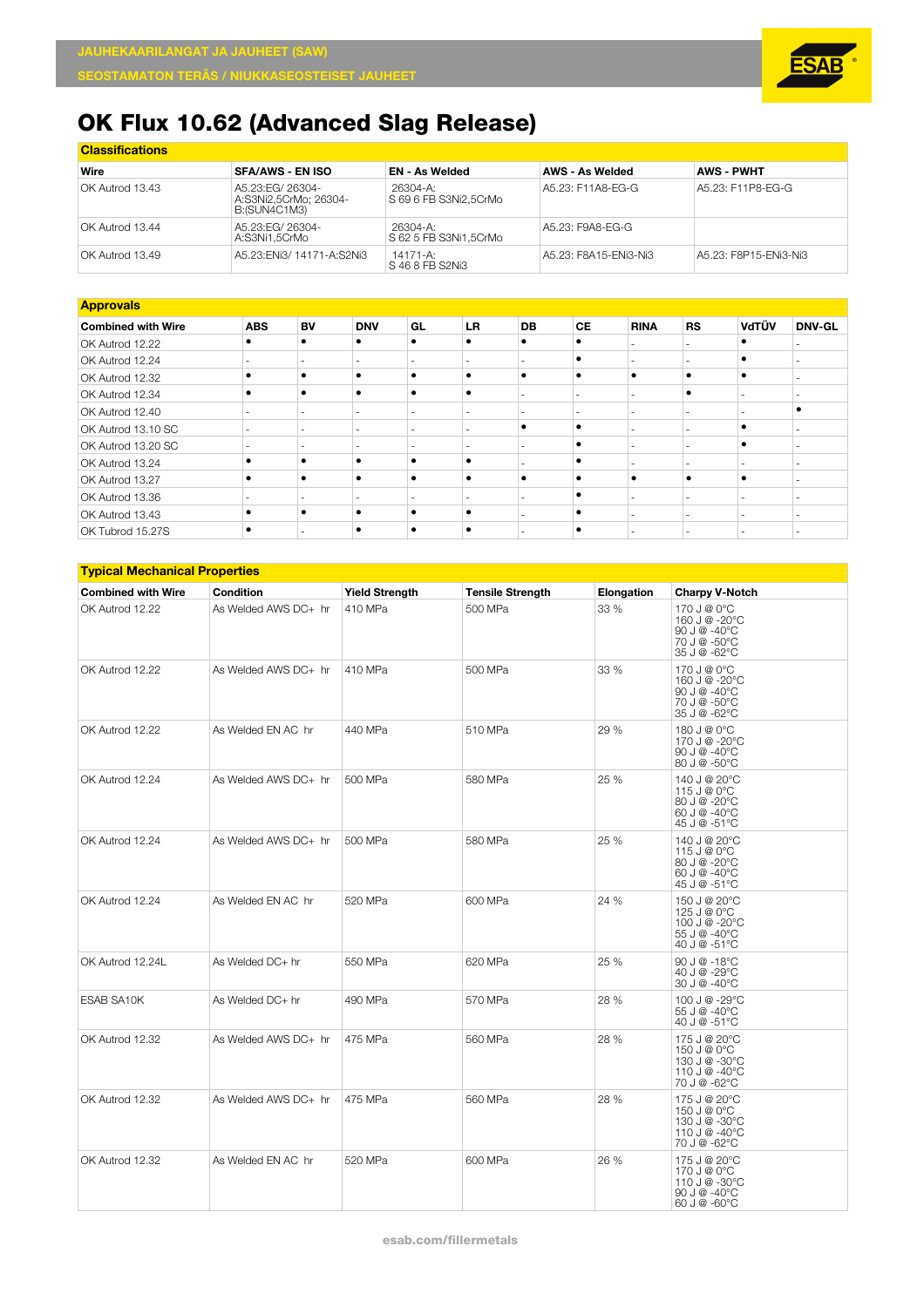JAUHEKAARILANGAT JA JAUHEET (SAW)

SEOSTAMATON TERÄS / NIUKKASEOSTEISET JAUHEET

# OK Flux 10.62 (Advanced Slag Release)

## Classifications

| Wire | SFA/AWS - EN ISO | EN - As Welded | AWS - As Welded | AWS - PWHT |
|---|---|---|---|---|
| OK Autrod 13.43 | A5.23:EG/ 26304-A:S3Ni2,5CrMo; 26304-B:(SUN4C1M3) | 26304-A: S 69 6 FB S3Ni2,5CrMo | A5.23: F11A8-EG-G | A5.23: F11P8-EG-G |
| OK Autrod 13.44 | A5.23:EG/ 26304-A:S3Ni1,5CrMo | 26304-A: S 62 5 FB S3Ni1,5CrMo | A5.23: F9A8-EG-G | |
| OK Autrod 13.49 | A5.23:ENi3/ 14171-A:S2Ni3 | 14171-A: S 46 8 FB S2Ni3 | A5.23: F8A15-ENi3-Ni3 | A5.23: F8P15-ENi3-Ni3 |

## Approvals

| Combined with Wire | ABS | BV | DNV | GL | LR | DB | CE | RINA | RS | VdTÜV | DNV-GL |
|---|---|---|---|---|---|---|---|---|---|---|---|
| OK Autrod 12.22 | • | • | • | • | • | • | • | - | - | • | - |
| OK Autrod 12.24 | - | - | - | - | - | - | • | - | - | • | - |
| OK Autrod 12.32 | • | • | • | • | • | • | • | • | • | • | - |
| OK Autrod 12.34 | • | • | • | • | • | - | - | - | • | - | - |
| OK Autrod 12.40 | - | - | - | - | - | - | - | - | - | - | • |
| OK Autrod 13.10 SC | - | - | - | - | - | • | • | - | - | • | - |
| OK Autrod 13.20 SC | - | - | - | - | - | - | • | - | - | • | - |
| OK Autrod 13.24 | • | • | • | • | • | - | • | - | - | - | - |
| OK Autrod 13.27 | • | • | • | • | • | • | • | • | • | • | - |
| OK Autrod 13.36 | - | - | - | - | - | - | • | - | - | - | - |
| OK Autrod 13.43 | • | • | • | • | • | - | • | - | - | - | - |
| OK Tubrod 15.27S | • | - | • | • | • | - | • | - | - | - | - |

## Typical Mechanical Properties

| Combined with Wire | Condition | Yield Strength | Tensile Strength | Elongation | Charpy V-Notch |
|---|---|---|---|---|---|
| OK Autrod 12.22 | As Welded AWS DC+ hr | 410 MPa | 500 MPa | 33 % | 170 J @ 0°C<br>160 J @ -20°C<br>90 J @ -40°C<br>70 J @ -50°C<br>35 J @ -62°C |
| OK Autrod 12.22 | As Welded AWS DC+ hr | 410 MPa | 500 MPa | 33 % | 170 J @ 0°C<br>160 J @ -20°C<br>90 J @ -40°C<br>70 J @ -50°C<br>35 J @ -62°C |
| OK Autrod 12.22 | As Welded EN AC hr | 440 MPa | 510 MPa | 29 % | 180 J @ 0°C<br>170 J @ -20°C<br>90 J @ -40°C<br>80 J @ -50°C |
| OK Autrod 12.24 | As Welded AWS DC+ hr | 500 MPa | 580 MPa | 25 % | 140 J @ 20°C<br>115 J @ 0°C<br>80 J @ -20°C<br>60 J @ -40°C<br>45 J @ -51°C |
| OK Autrod 12.24 | As Welded AWS DC+ hr | 500 MPa | 580 MPa | 25 % | 140 J @ 20°C<br>115 J @ 0°C<br>80 J @ -20°C<br>60 J @ -40°C<br>45 J @ -51°C |
| OK Autrod 12.24 | As Welded EN AC hr | 520 MPa | 600 MPa | 24 % | 150 J @ 20°C<br>125 J @ 0°C<br>100 J @ -20°C<br>55 J @ -40°C<br>40 J @ -51°C |
| OK Autrod 12.24L | As Welded DC+ hr | 550 MPa | 620 MPa | 25 % | 90 J @ -18°C<br>40 J @ -29°C<br>30 J @ -40°C |
| ESAB SA10K | As Welded DC+ hr | 490 MPa | 570 MPa | 28 % | 100 J @ -29°C<br>55 J @ -40°C<br>40 J @ -51°C |
| OK Autrod 12.32 | As Welded AWS DC+ hr | 475 MPa | 560 MPa | 28 % | 175 J @ 20°C<br>150 J @ 0°C<br>130 J @ -30°C<br>110 J @ -40°C<br>70 J @ -62°C |
| OK Autrod 12.32 | As Welded AWS DC+ hr | 475 MPa | 560 MPa | 28 % | 175 J @ 20°C<br>150 J @ 0°C<br>130 J @ -30°C<br>110 J @ -40°C<br>70 J @ -62°C |
| OK Autrod 12.32 | As Welded EN AC hr | 520 MPa | 600 MPa | 26 % | 175 J @ 20°C<br>170 J @ 0°C<br>110 J @ -30°C<br>90 J @ -40°C<br>60 J @ -60°C |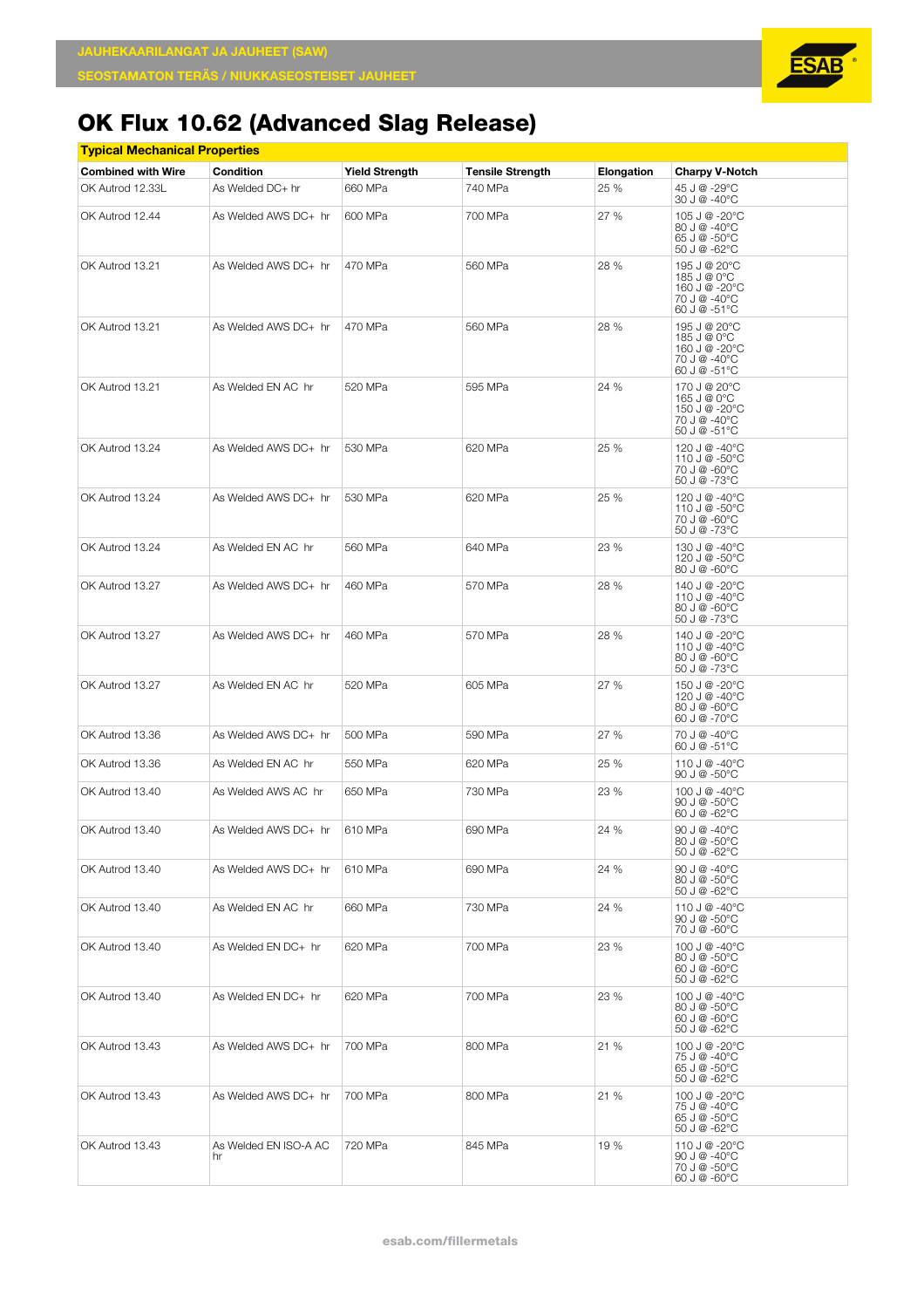# OK Flux 10.62 (Advanced Slag Release)

**Typical Mechanical Properties**

| Combined with Wire | Condition | Yield Strength | Tensile Strength | Elongation | Charpy V-Notch |
|---|---|---|---|---|---|
| OK Autrod 12.33L | As Welded DC+ hr | 660 MPa | 740 MPa | 25 % | 45 J @ -29°C<br>30 J @ -40°C |
| OK Autrod 12.44 | As Welded AWS DC+ hr | 600 MPa | 700 MPa | 27 % | 105 J @ -20°C<br>80 J @ -40°C<br>65 J @ -50°C<br>50 J @ -62°C |
| OK Autrod 13.21 | As Welded AWS DC+ hr | 470 MPa | 560 MPa | 28 % | 195 J @ 20°C<br>185 J @ 0°C<br>160 J @ -20°C<br>70 J @ -40°C<br>60 J @ -51°C |
| OK Autrod 13.21 | As Welded AWS DC+ hr | 470 MPa | 560 MPa | 28 % | 195 J @ 20°C<br>185 J @ 0°C<br>160 J @ -20°C<br>70 J @ -40°C<br>60 J @ -51°C |
| OK Autrod 13.21 | As Welded EN AC hr | 520 MPa | 595 MPa | 24 % | 170 J @ 20°C<br>165 J @ 0°C<br>150 J @ -20°C<br>70 J @ -40°C<br>50 J @ -51°C |
| OK Autrod 13.24 | As Welded AWS DC+ hr | 530 MPa | 620 MPa | 25 % | 120 J @ -40°C<br>110 J @ -50°C<br>70 J @ -60°C<br>50 J @ -73°C |
| OK Autrod 13.24 | As Welded AWS DC+ hr | 530 MPa | 620 MPa | 25 % | 120 J @ -40°C<br>110 J @ -50°C<br>70 J @ -60°C<br>50 J @ -73°C |
| OK Autrod 13.24 | As Welded EN AC hr | 560 MPa | 640 MPa | 23 % | 130 J @ -40°C<br>120 J @ -50°C<br>80 J @ -60°C |
| OK Autrod 13.27 | As Welded AWS DC+ hr | 460 MPa | 570 MPa | 28 % | 140 J @ -20°C<br>110 J @ -40°C<br>80 J @ -60°C<br>50 J @ -73°C |
| OK Autrod 13.27 | As Welded AWS DC+ hr | 460 MPa | 570 MPa | 28 % | 140 J @ -20°C<br>110 J @ -40°C<br>80 J @ -60°C<br>50 J @ -73°C |
| OK Autrod 13.27 | As Welded EN AC hr | 520 MPa | 605 MPa | 27 % | 150 J @ -20°C<br>120 J @ -40°C<br>80 J @ -60°C<br>60 J @ -70°C |
| OK Autrod 13.36 | As Welded AWS DC+ hr | 500 MPa | 590 MPa | 27 % | 70 J @ -40°C<br>60 J @ -51°C |
| OK Autrod 13.36 | As Welded EN AC hr | 550 MPa | 620 MPa | 25 % | 110 J @ -40°C<br>90 J @ -50°C |
| OK Autrod 13.40 | As Welded AWS AC hr | 650 MPa | 730 MPa | 23 % | 100 J @ -40°C<br>90 J @ -50°C<br>60 J @ -62°C |
| OK Autrod 13.40 | As Welded AWS DC+ hr | 610 MPa | 690 MPa | 24 % | 90 J @ -40°C<br>80 J @ -50°C<br>50 J @ -62°C |
| OK Autrod 13.40 | As Welded AWS DC+ hr | 610 MPa | 690 MPa | 24 % | 90 J @ -40°C<br>80 J @ -50°C<br>50 J @ -62°C |
| OK Autrod 13.40 | As Welded EN AC hr | 660 MPa | 730 MPa | 24 % | 110 J @ -40°C<br>90 J @ -50°C<br>70 J @ -60°C |
| OK Autrod 13.40 | As Welded EN DC+ hr | 620 MPa | 700 MPa | 23 % | 100 J @ -40°C<br>80 J @ -50°C<br>60 J @ -60°C<br>50 J @ -62°C |
| OK Autrod 13.40 | As Welded EN DC+ hr | 620 MPa | 700 MPa | 23 % | 100 J @ -40°C<br>80 J @ -50°C<br>60 J @ -60°C<br>50 J @ -62°C |
| OK Autrod 13.43 | As Welded AWS DC+ hr | 700 MPa | 800 MPa | 21 % | 100 J @ -20°C<br>75 J @ -40°C<br>65 J @ -50°C<br>50 J @ -62°C |
| OK Autrod 13.43 | As Welded AWS DC+ hr | 700 MPa | 800 MPa | 21 % | 100 J @ -20°C<br>75 J @ -40°C<br>65 J @ -50°C<br>50 J @ -62°C |
| OK Autrod 13.43 | As Welded EN ISO-A AC hr | 720 MPa | 845 MPa | 19 % | 110 J @ -20°C<br>90 J @ -40°C<br>70 J @ -50°C<br>60 J @ -60°C |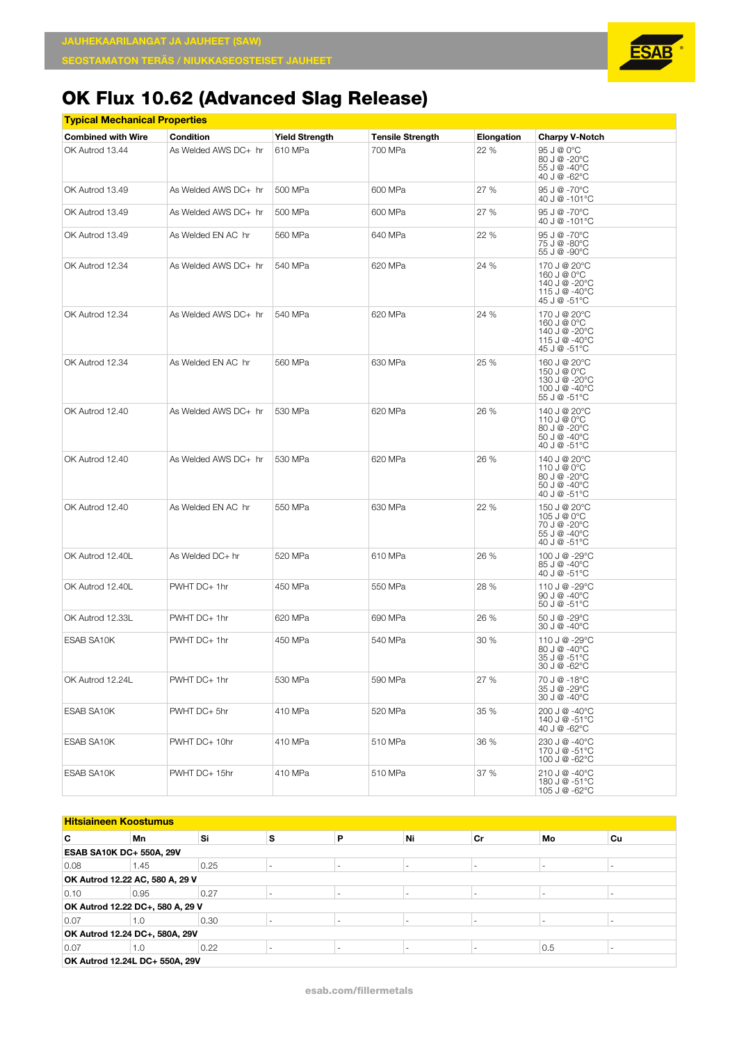# OK Flux 10.62 (Advanced Slag Release)

## Typical Mechanical Properties

| Combined with Wire | Condition | Yield Strength | Tensile Strength | Elongation | Charpy V-Notch |
|---|---|---|---|---|---|
| OK Autrod 13.44 | As Welded AWS DC+ hr | 610 MPa | 700 MPa | 22 % | 95 J @ 0°C<br>80 J @ -20°C<br>55 J @ -40°C<br>40 J @ -62°C |
| OK Autrod 13.49 | As Welded AWS DC+ hr | 500 MPa | 600 MPa | 27 % | 95 J @ -70°C<br>40 J @ -101°C |
| OK Autrod 13.49 | As Welded AWS DC+ hr | 500 MPa | 600 MPa | 27 % | 95 J @ -70°C<br>40 J @ -101°C |
| OK Autrod 13.49 | As Welded EN AC hr | 560 MPa | 640 MPa | 22 % | 95 J @ -70°C<br>75 J @ -80°C<br>55 J @ -90°C |
| OK Autrod 12.34 | As Welded AWS DC+ hr | 540 MPa | 620 MPa | 24 % | 170 J @ 20°C<br>160 J @ 0°C<br>140 J @ -20°C<br>115 J @ -40°C<br>45 J @ -51°C |
| OK Autrod 12.34 | As Welded AWS DC+ hr | 540 MPa | 620 MPa | 24 % | 170 J @ 20°C<br>160 J @ 0°C<br>140 J @ -20°C<br>115 J @ -40°C<br>45 J @ -51°C |
| OK Autrod 12.34 | As Welded EN AC hr | 560 MPa | 630 MPa | 25 % | 160 J @ 20°C<br>150 J @ 0°C<br>130 J @ -20°C<br>100 J @ -40°C<br>55 J @ -51°C |
| OK Autrod 12.40 | As Welded AWS DC+ hr | 530 MPa | 620 MPa | 26 % | 140 J @ 20°C<br>110 J @ 0°C<br>80 J @ -20°C<br>50 J @ -40°C<br>40 J @ -51°C |
| OK Autrod 12.40 | As Welded AWS DC+ hr | 530 MPa | 620 MPa | 26 % | 140 J @ 20°C<br>110 J @ 0°C<br>80 J @ -20°C<br>50 J @ -40°C<br>40 J @ -51°C |
| OK Autrod 12.40 | As Welded EN AC hr | 550 MPa | 630 MPa | 22 % | 150 J @ 20°C<br>105 J @ 0°C<br>70 J @ -20°C<br>55 J @ -40°C<br>40 J @ -51°C |
| OK Autrod 12.40L | As Welded DC+ hr | 520 MPa | 610 MPa | 26 % | 100 J @ -29°C<br>85 J @ -40°C<br>40 J @ -51°C |
| OK Autrod 12.40L | PWHT DC+ 1hr | 450 MPa | 550 MPa | 28 % | 110 J @ -29°C<br>90 J @ -40°C<br>50 J @ -51°C |
| OK Autrod 12.33L | PWHT DC+ 1hr | 620 MPa | 690 MPa | 26 % | 50 J @ -29°C<br>30 J @ -40°C |
| ESAB SA10K | PWHT DC+ 1hr | 450 MPa | 540 MPa | 30 % | 110 J @ -29°C<br>80 J @ -40°C<br>35 J @ -51°C<br>30 J @ -62°C |
| OK Autrod 12.24L | PWHT DC+ 1hr | 530 MPa | 590 MPa | 27 % | 70 J @ -18°C<br>35 J @ -29°C<br>30 J @ -40°C |
| ESAB SA10K | PWHT DC+ 5hr | 410 MPa | 520 MPa | 35 % | 200 J @ -40°C<br>140 J @ -51°C<br>40 J @ -62°C |
| ESAB SA10K | PWHT DC+ 10hr | 410 MPa | 510 MPa | 36 % | 230 J @ -40°C<br>170 J @ -51°C<br>100 J @ -62°C |
| ESAB SA10K | PWHT DC+ 15hr | 410 MPa | 510 MPa | 37 % | 210 J @ -40°C<br>180 J @ -51°C<br>105 J @ -62°C |

## Hitsiaineen Koostumus

| C | Mn | Si | S | P | Ni | Cr | Mo | Cu |
|---|---|---|---|---|---|---|---|---|
| **ESAB SA10K DC+ 550A, 29V** | | | | | | | | |
| 0.08 | 1.45 | 0.25 | - | - | - | - | - | - |
| **OK Autrod 12.22 AC, 580 A, 29 V** | | | | | | | | |
| 0.10 | 0.95 | 0.27 | - | - | - | - | - | - |
| **OK Autrod 12.22 DC+, 580 A, 29 V** | | | | | | | | |
| 0.07 | 1.0 | 0.30 | - | - | - | - | - | - |
| **OK Autrod 12.24 DC+, 580A, 29V** | | | | | | | | |
| 0.07 | 1.0 | 0.22 | - | - | - | - | 0.5 | - |
| **OK Autrod 12.24L DC+ 550A, 29V** | | | | | | | | |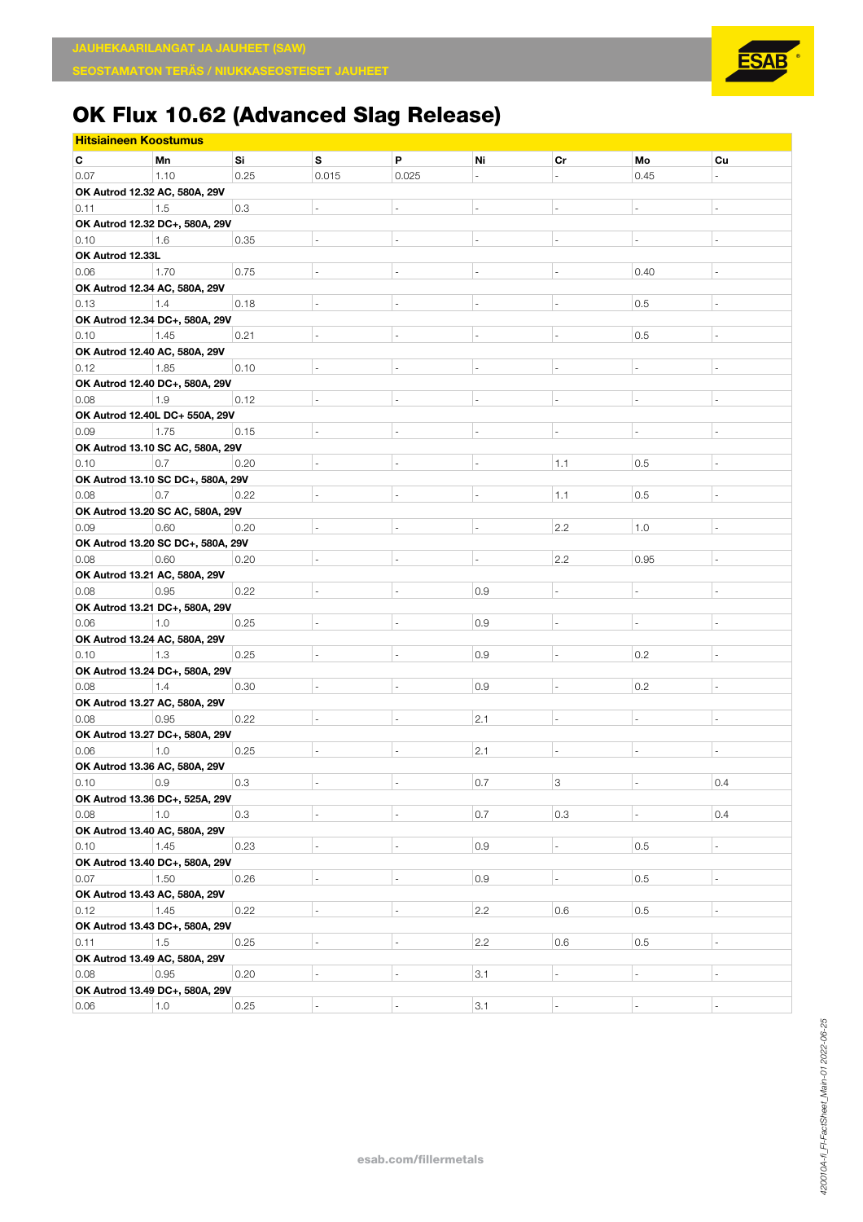# OK Flux 10.62 (Advanced Slag Release)

**Hitsiaineen Koostumus**

| C | Mn | Si | S | P | Ni | Cr | Mo | Cu |
|---|---|---|---|---|---|---|---|---|
| 0.07 | 1.10 | 0.25 | 0.015 | 0.025 | - | - | 0.45 | - |
| **OK Autrod 12.32 AC, 580A, 29V** | | | | | | | | |
| 0.11 | 1.5 | 0.3 | - | - | - | - | - | - |
| **OK Autrod 12.32 DC+, 580A, 29V** | | | | | | | | |
| 0.10 | 1.6 | 0.35 | - | - | - | - | - | - |
| **OK Autrod 12.33L** | | | | | | | | |
| 0.06 | 1.70 | 0.75 | - | - | - | - | 0.40 | - |
| **OK Autrod 12.34 AC, 580A, 29V** | | | | | | | | |
| 0.13 | 1.4 | 0.18 | - | - | - | - | 0.5 | - |
| **OK Autrod 12.34 DC+, 580A, 29V** | | | | | | | | |
| 0.10 | 1.45 | 0.21 | - | - | - | - | 0.5 | - |
| **OK Autrod 12.40 AC, 580A, 29V** | | | | | | | | |
| 0.12 | 1.85 | 0.10 | - | - | - | - | - | - |
| **OK Autrod 12.40 DC+, 580A, 29V** | | | | | | | | |
| 0.08 | 1.9 | 0.12 | - | - | - | - | - | - |
| **OK Autrod 12.40L DC+ 550A, 29V** | | | | | | | | |
| 0.09 | 1.75 | 0.15 | - | - | - | - | - | - |
| **OK Autrod 13.10 SC AC, 580A, 29V** | | | | | | | | |
| 0.10 | 0.7 | 0.20 | - | - | - | 1.1 | 0.5 | - |
| **OK Autrod 13.10 SC DC+, 580A, 29V** | | | | | | | | |
| 0.08 | 0.7 | 0.22 | - | - | - | 1.1 | 0.5 | - |
| **OK Autrod 13.20 SC AC, 580A, 29V** | | | | | | | | |
| 0.09 | 0.60 | 0.20 | - | - | - | 2.2 | 1.0 | - |
| **OK Autrod 13.20 SC DC+, 580A, 29V** | | | | | | | | |
| 0.08 | 0.60 | 0.20 | - | - | - | 2.2 | 0.95 | - |
| **OK Autrod 13.21 AC, 580A, 29V** | | | | | | | | |
| 0.08 | 0.95 | 0.22 | - | - | 0.9 | - | - | - |
| **OK Autrod 13.21 DC+, 580A, 29V** | | | | | | | | |
| 0.06 | 1.0 | 0.25 | - | - | 0.9 | - | - | - |
| **OK Autrod 13.24 AC, 580A, 29V** | | | | | | | | |
| 0.10 | 1.3 | 0.25 | - | - | 0.9 | - | 0.2 | - |
| **OK Autrod 13.24 DC+, 580A, 29V** | | | | | | | | |
| 0.08 | 1.4 | 0.30 | - | - | 0.9 | - | 0.2 | - |
| **OK Autrod 13.27 AC, 580A, 29V** | | | | | | | | |
| 0.08 | 0.95 | 0.22 | - | - | 2.1 | - | - | - |
| **OK Autrod 13.27 DC+, 580A, 29V** | | | | | | | | |
| 0.06 | 1.0 | 0.25 | - | - | 2.1 | - | - | - |
| **OK Autrod 13.36 AC, 580A, 29V** | | | | | | | | |
| 0.10 | 0.9 | 0.3 | - | - | 0.7 | 3 | - | 0.4 |
| **OK Autrod 13.36 DC+, 525A, 29V** | | | | | | | | |
| 0.08 | 1.0 | 0.3 | - | - | 0.7 | 0.3 | - | 0.4 |
| **OK Autrod 13.40 AC, 580A, 29V** | | | | | | | | |
| 0.10 | 1.45 | 0.23 | - | - | 0.9 | - | 0.5 | - |
| **OK Autrod 13.40 DC+, 580A, 29V** | | | | | | | | |
| 0.07 | 1.50 | 0.26 | - | - | 0.9 | - | 0.5 | - |
| **OK Autrod 13.43 AC, 580A, 29V** | | | | | | | | |
| 0.12 | 1.45 | 0.22 | - | - | 2.2 | 0.6 | 0.5 | - |
| **OK Autrod 13.43 DC+, 580A, 29V** | | | | | | | | |
| 0.11 | 1.5 | 0.25 | - | - | 2.2 | 0.6 | 0.5 | - |
| **OK Autrod 13.49 AC, 580A, 29V** | | | | | | | | |
| 0.08 | 0.95 | 0.20 | - | - | 3.1 | - | - | - |
| **OK Autrod 13.49 DC+, 580A, 29V** | | | | | | | | |
| 0.06 | 1.0 | 0.25 | - | - | 3.1 | - | - | - |